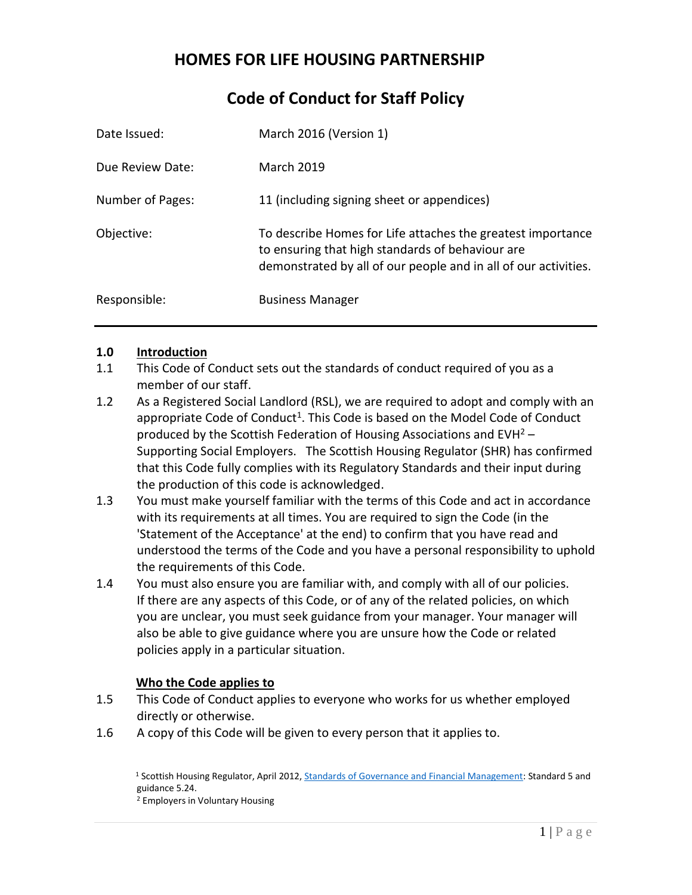# HOMES FOR LIFE HOUSING PARTNERSHIP

## Code of Conduct for Staff Policy

| | |
|---|---|
| Date Issued: | March 2016 (Version 1) |
| Due Review Date: | March 2019 |
| Number of Pages: | 11 (including signing sheet or appendices) |
| Objective: | To describe Homes for Life attaches the greatest importance to ensuring that high standards of behaviour are demonstrated by all of our people and in all of our activities. |
| Responsible: | Business Manager |

---

### 1.0 Introduction

1.1 This Code of Conduct sets out the standards of conduct required of you as a member of our staff.

1.2 As a Registered Social Landlord (RSL), we are required to adopt and comply with an appropriate Code of Conduct[1]. This Code is based on the Model Code of Conduct produced by the Scottish Federation of Housing Associations and EVH[2] – Supporting Social Employers. The Scottish Housing Regulator (SHR) has confirmed that this Code fully complies with its Regulatory Standards and their input during the production of this code is acknowledged.

1.3 You must make yourself familiar with the terms of this Code and act in accordance with its requirements at all times. You are required to sign the Code (in the 'Statement of the Acceptance' at the end) to confirm that you have read and understood the terms of the Code and you have a personal responsibility to uphold the requirements of this Code.

1.4 You must also ensure you are familiar with, and comply with all of our policies. If there are any aspects of this Code, or of any of the related policies, on which you are unclear, you must seek guidance from your manager. Your manager will also be able to give guidance where you are unsure how the Code or related policies apply in a particular situation.

#### Who the Code applies to

1.5 This Code of Conduct applies to everyone who works for us whether employed directly or otherwise.

1.6 A copy of this Code will be given to every person that it applies to.

[1] Scottish Housing Regulator, April 2012, Standards of Governance and Financial Management: Standard 5 and guidance 5.24.

[2] Employers in Voluntary Housing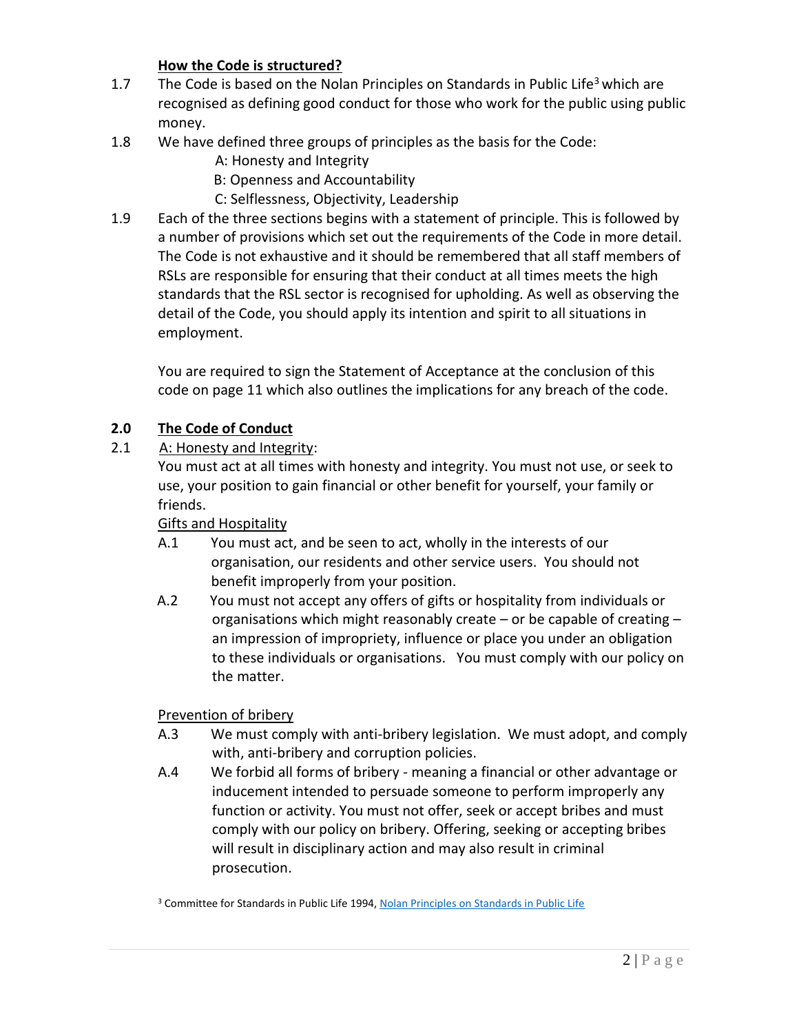### How the Code is structured?

1.7 The Code is based on the Nolan Principles on Standards in Public Life[3] which are recognised as defining good conduct for those who work for the public using public money.

1.8 We have defined three groups of principles as the basis for the Code:

A: Honesty and Integrity
B: Openness and Accountability
C: Selflessness, Objectivity, Leadership

1.9 Each of the three sections begins with a statement of principle. This is followed by a number of provisions which set out the requirements of the Code in more detail. The Code is not exhaustive and it should be remembered that all staff members of RSLs are responsible for ensuring that their conduct at all times meets the high standards that the RSL sector is recognised for upholding. As well as observing the detail of the Code, you should apply its intention and spirit to all situations in employment.

You are required to sign the Statement of Acceptance at the conclusion of this code on page 11 which also outlines the implications for any breach of the code.

## 2.0 The Code of Conduct

2.1 A: Honesty and Integrity:

You must act at all times with honesty and integrity. You must not use, or seek to use, your position to gain financial or other benefit for yourself, your family or friends.

**Gifts and Hospitality**

A.1 You must act, and be seen to act, wholly in the interests of our organisation, our residents and other service users. You should not benefit improperly from your position.

A.2 You must not accept any offers of gifts or hospitality from individuals or organisations which might reasonably create – or be capable of creating – an impression of impropriety, influence or place you under an obligation to these individuals or organisations. You must comply with our policy on the matter.

**Prevention of bribery**

A.3 We must comply with anti-bribery legislation. We must adopt, and comply with, anti-bribery and corruption policies.

A.4 We forbid all forms of bribery - meaning a financial or other advantage or inducement intended to persuade someone to perform improperly any function or activity. You must not offer, seek or accept bribes and must comply with our policy on bribery. Offering, seeking or accepting bribes will result in disciplinary action and may also result in criminal prosecution.

[3] Committee for Standards in Public Life 1994, Nolan Principles on Standards in Public Life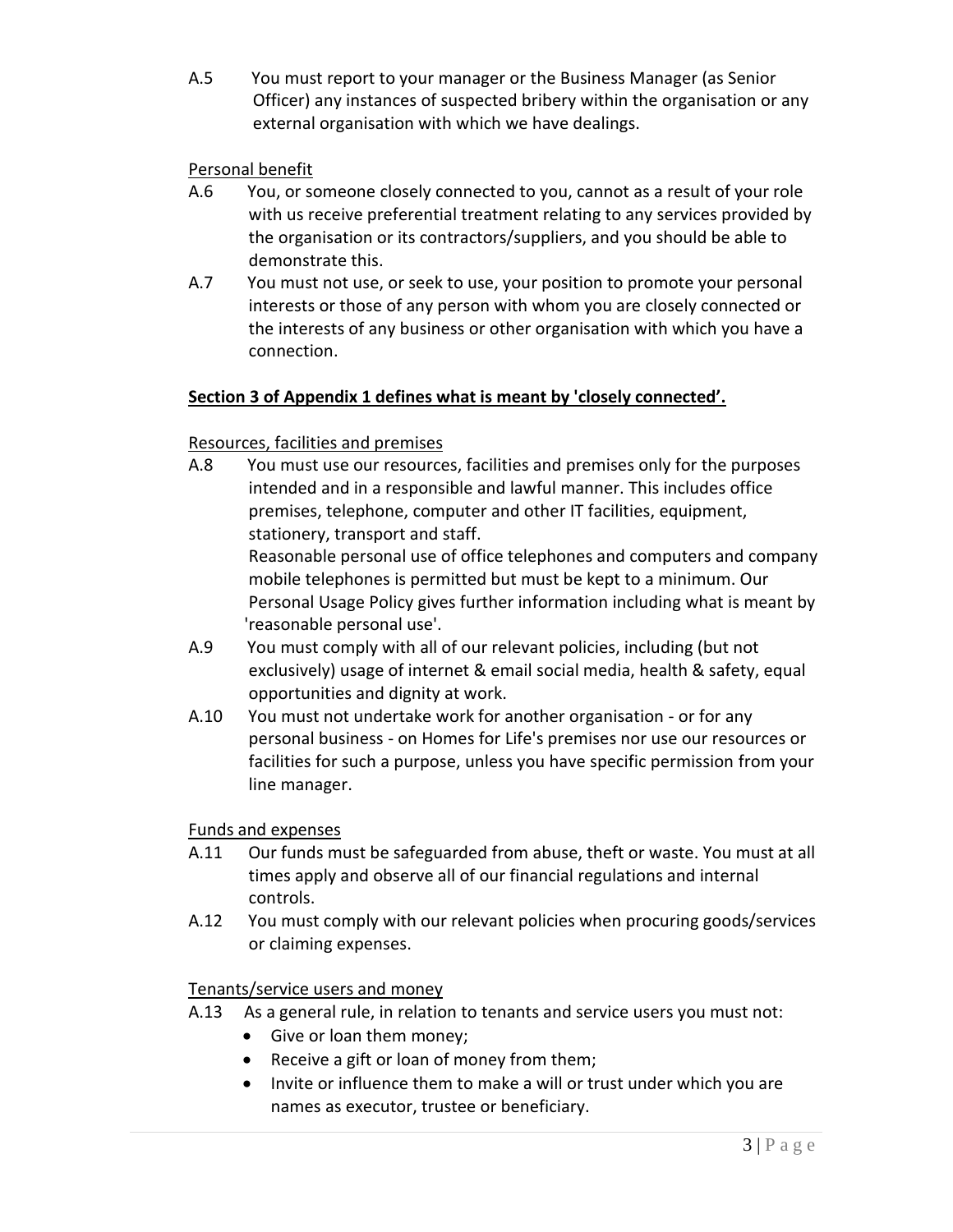A.5 You must report to your manager or the Business Manager (as Senior Officer) any instances of suspected bribery within the organisation or any external organisation with which we have dealings.

Personal benefit

A.6 You, or someone closely connected to you, cannot as a result of your role with us receive preferential treatment relating to any services provided by the organisation or its contractors/suppliers, and you should be able to demonstrate this.

A.7 You must not use, or seek to use, your position to promote your personal interests or those of any person with whom you are closely connected or the interests of any business or other organisation with which you have a connection.

**Section 3 of Appendix 1 defines what is meant by 'closely connected'.**

Resources, facilities and premises

A.8 You must use our resources, facilities and premises only for the purposes intended and in a responsible and lawful manner. This includes office premises, telephone, computer and other IT facilities, equipment, stationery, transport and staff.
Reasonable personal use of office telephones and computers and company mobile telephones is permitted but must be kept to a minimum. Our Personal Usage Policy gives further information including what is meant by 'reasonable personal use'.

A.9 You must comply with all of our relevant policies, including (but not exclusively) usage of internet & email social media, health & safety, equal opportunities and dignity at work.

A.10 You must not undertake work for another organisation - or for any personal business - on Homes for Life's premises nor use our resources or facilities for such a purpose, unless you have specific permission from your line manager.

Funds and expenses

A.11 Our funds must be safeguarded from abuse, theft or waste. You must at all times apply and observe all of our financial regulations and internal controls.

A.12 You must comply with our relevant policies when procuring goods/services or claiming expenses.

Tenants/service users and money

A.13 As a general rule, in relation to tenants and service users you must not:

- Give or loan them money;
- Receive a gift or loan of money from them;
- Invite or influence them to make a will or trust under which you are names as executor, trustee or beneficiary.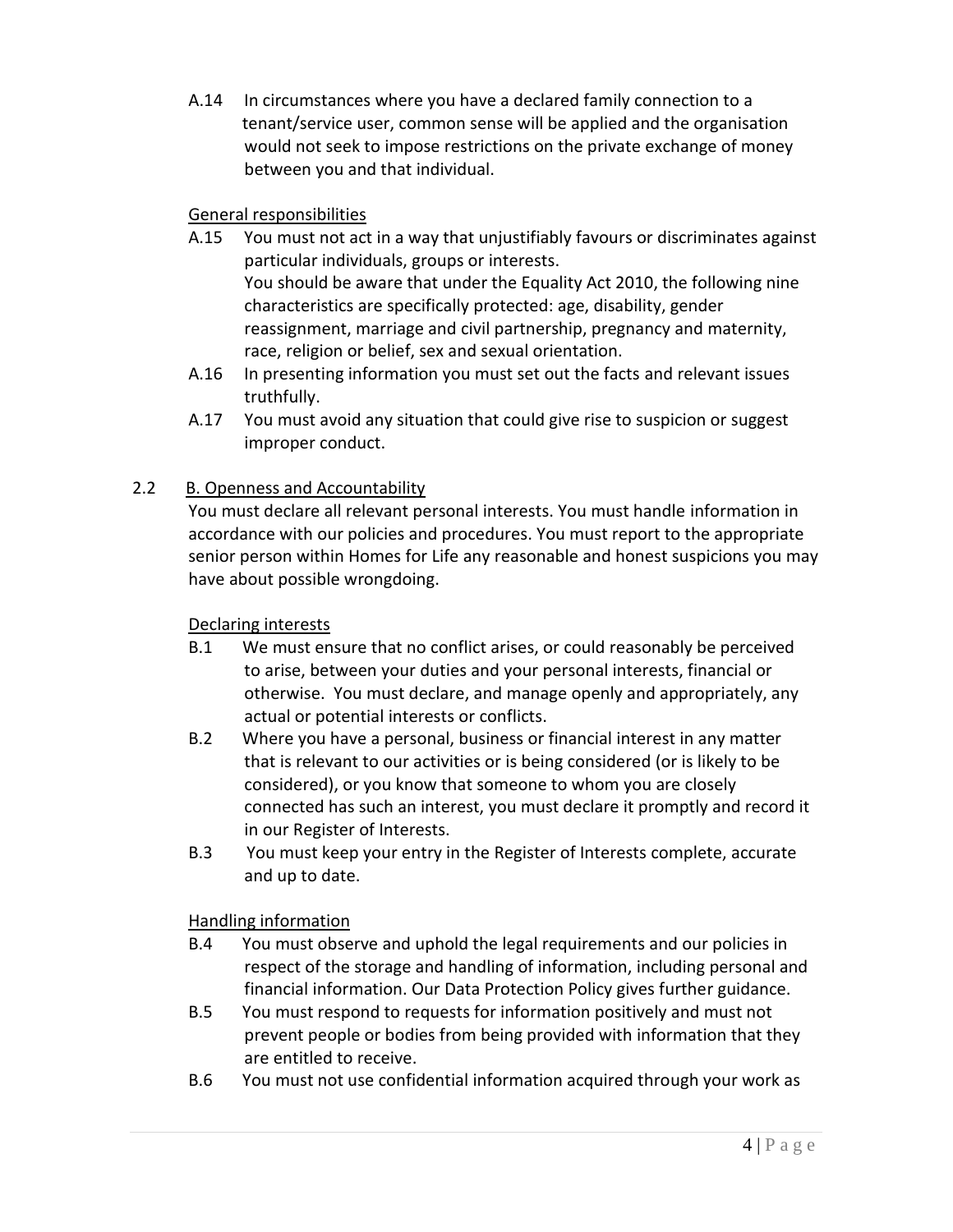A.14 In circumstances where you have a declared family connection to a tenant/service user, common sense will be applied and the organisation would not seek to impose restrictions on the private exchange of money between you and that individual.

<u>General responsibilities</u>

A.15 You must not act in a way that unjustifiably favours or discriminates against particular individuals, groups or interests.
You should be aware that under the Equality Act 2010, the following nine characteristics are specifically protected: age, disability, gender reassignment, marriage and civil partnership, pregnancy and maternity, race, religion or belief, sex and sexual orientation.

A.16 In presenting information you must set out the facts and relevant issues truthfully.

A.17 You must avoid any situation that could give rise to suspicion or suggest improper conduct.

2.2 <u>B. Openness and Accountability</u>

You must declare all relevant personal interests. You must handle information in accordance with our policies and procedures. You must report to the appropriate senior person within Homes for Life any reasonable and honest suspicions you may have about possible wrongdoing.

<u>Declaring interests</u>

B.1 We must ensure that no conflict arises, or could reasonably be perceived to arise, between your duties and your personal interests, financial or otherwise. You must declare, and manage openly and appropriately, any actual or potential interests or conflicts.

B.2 Where you have a personal, business or financial interest in any matter that is relevant to our activities or is being considered (or is likely to be considered), or you know that someone to whom you are closely connected has such an interest, you must declare it promptly and record it in our Register of Interests.

B.3 You must keep your entry in the Register of Interests complete, accurate and up to date.

<u>Handling information</u>

B.4 You must observe and uphold the legal requirements and our policies in respect of the storage and handling of information, including personal and financial information. Our Data Protection Policy gives further guidance.

B.5 You must respond to requests for information positively and must not prevent people or bodies from being provided with information that they are entitled to receive.

B.6 You must not use confidential information acquired through your work as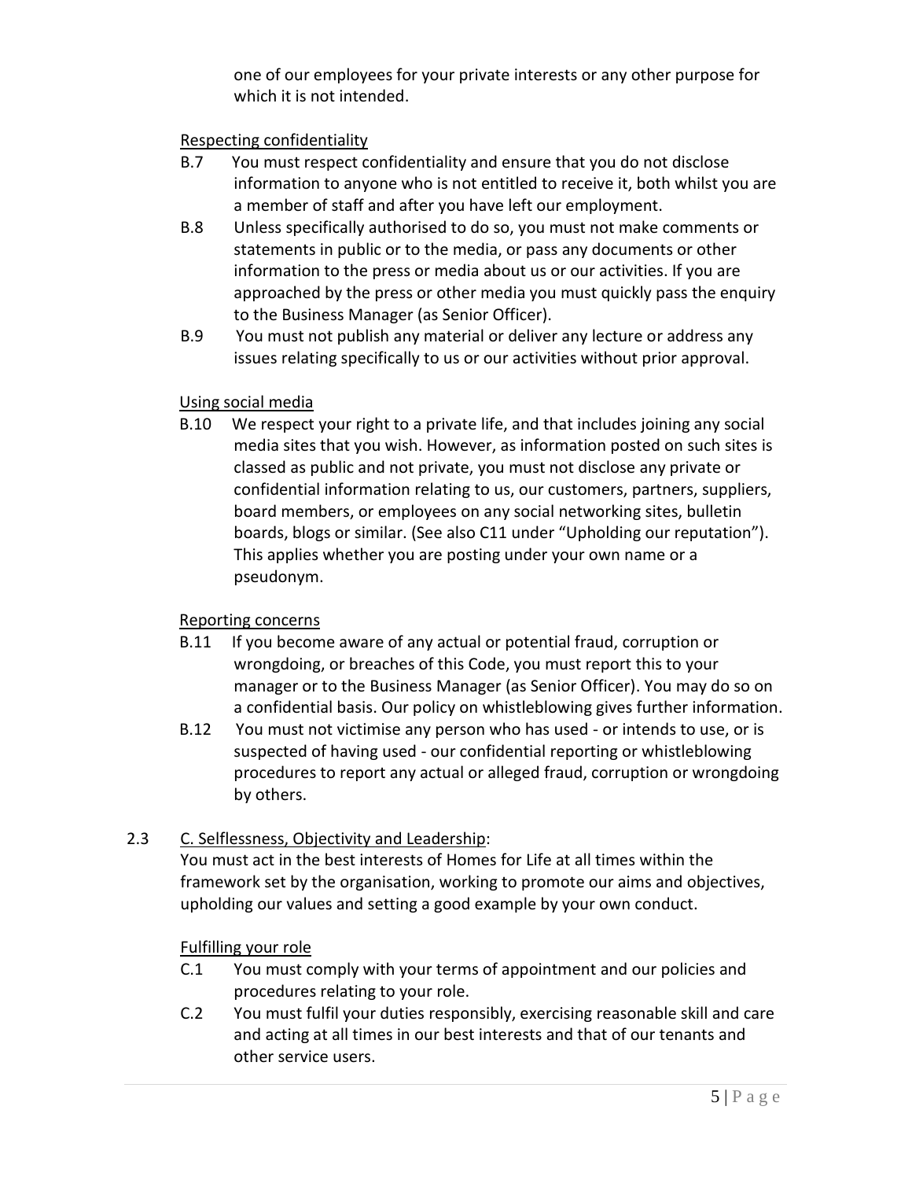one of our employees for your private interests or any other purpose for which it is not intended.

<u>Respecting confidentiality</u>

B.7 You must respect confidentiality and ensure that you do not disclose information to anyone who is not entitled to receive it, both whilst you are a member of staff and after you have left our employment.

B.8 Unless specifically authorised to do so, you must not make comments or statements in public or to the media, or pass any documents or other information to the press or media about us or our activities. If you are approached by the press or other media you must quickly pass the enquiry to the Business Manager (as Senior Officer).

B.9 You must not publish any material or deliver any lecture or address any issues relating specifically to us or our activities without prior approval.

<u>Using social media</u>

B.10 We respect your right to a private life, and that includes joining any social media sites that you wish. However, as information posted on such sites is classed as public and not private, you must not disclose any private or confidential information relating to us, our customers, partners, suppliers, board members, or employees on any social networking sites, bulletin boards, blogs or similar. (See also C11 under "Upholding our reputation"). This applies whether you are posting under your own name or a pseudonym.

<u>Reporting concerns</u>

B.11 If you become aware of any actual or potential fraud, corruption or wrongdoing, or breaches of this Code, you must report this to your manager or to the Business Manager (as Senior Officer). You may do so on a confidential basis. Our policy on whistleblowing gives further information.

B.12 You must not victimise any person who has used - or intends to use, or is suspected of having used - our confidential reporting or whistleblowing procedures to report any actual or alleged fraud, corruption or wrongdoing by others.

2.3 <u>C. Selflessness, Objectivity and Leadership</u>:

You must act in the best interests of Homes for Life at all times within the framework set by the organisation, working to promote our aims and objectives, upholding our values and setting a good example by your own conduct.

<u>Fulfilling your role</u>

C.1 You must comply with your terms of appointment and our policies and procedures relating to your role.

C.2 You must fulfil your duties responsibly, exercising reasonable skill and care and acting at all times in our best interests and that of our tenants and other service users.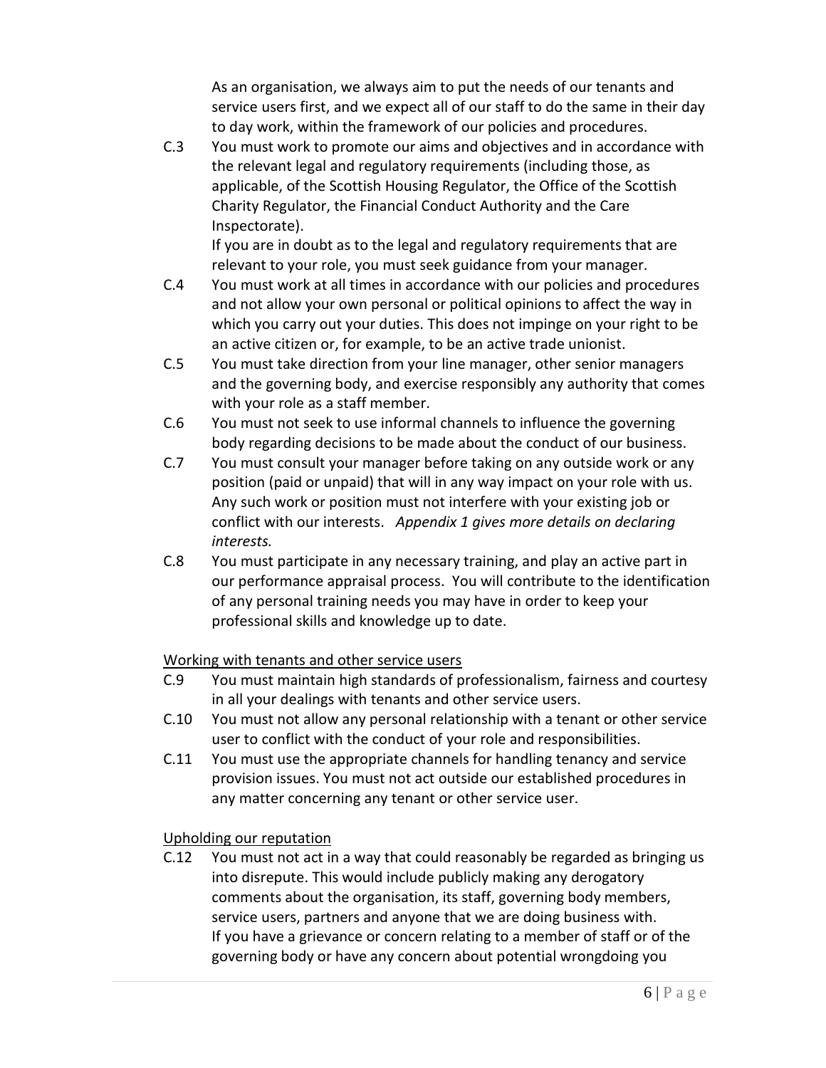As an organisation, we always aim to put the needs of our tenants and service users first, and we expect all of our staff to do the same in their day to day work, within the framework of our policies and procedures.

C.3 You must work to promote our aims and objectives and in accordance with the relevant legal and regulatory requirements (including those, as applicable, of the Scottish Housing Regulator, the Office of the Scottish Charity Regulator, the Financial Conduct Authority and the Care Inspectorate).
If you are in doubt as to the legal and regulatory requirements that are relevant to your role, you must seek guidance from your manager.

C.4 You must work at all times in accordance with our policies and procedures and not allow your own personal or political opinions to affect the way in which you carry out your duties. This does not impinge on your right to be an active citizen or, for example, to be an active trade unionist.

C.5 You must take direction from your line manager, other senior managers and the governing body, and exercise responsibly any authority that comes with your role as a staff member.

C.6 You must not seek to use informal channels to influence the governing body regarding decisions to be made about the conduct of our business.

C.7 You must consult your manager before taking on any outside work or any position (paid or unpaid) that will in any way impact on your role with us. Any such work or position must not interfere with your existing job or conflict with our interests. *Appendix 1 gives more details on declaring interests.*

C.8 You must participate in any necessary training, and play an active part in our performance appraisal process. You will contribute to the identification of any personal training needs you may have in order to keep your professional skills and knowledge up to date.

<u>Working with tenants and other service users</u>

C.9 You must maintain high standards of professionalism, fairness and courtesy in all your dealings with tenants and other service users.

C.10 You must not allow any personal relationship with a tenant or other service user to conflict with the conduct of your role and responsibilities.

C.11 You must use the appropriate channels for handling tenancy and service provision issues. You must not act outside our established procedures in any matter concerning any tenant or other service user.

<u>Upholding our reputation</u>

C.12 You must not act in a way that could reasonably be regarded as bringing us into disrepute. This would include publicly making any derogatory comments about the organisation, its staff, governing body members, service users, partners and anyone that we are doing business with.
If you have a grievance or concern relating to a member of staff or of the governing body or have any concern about potential wrongdoing you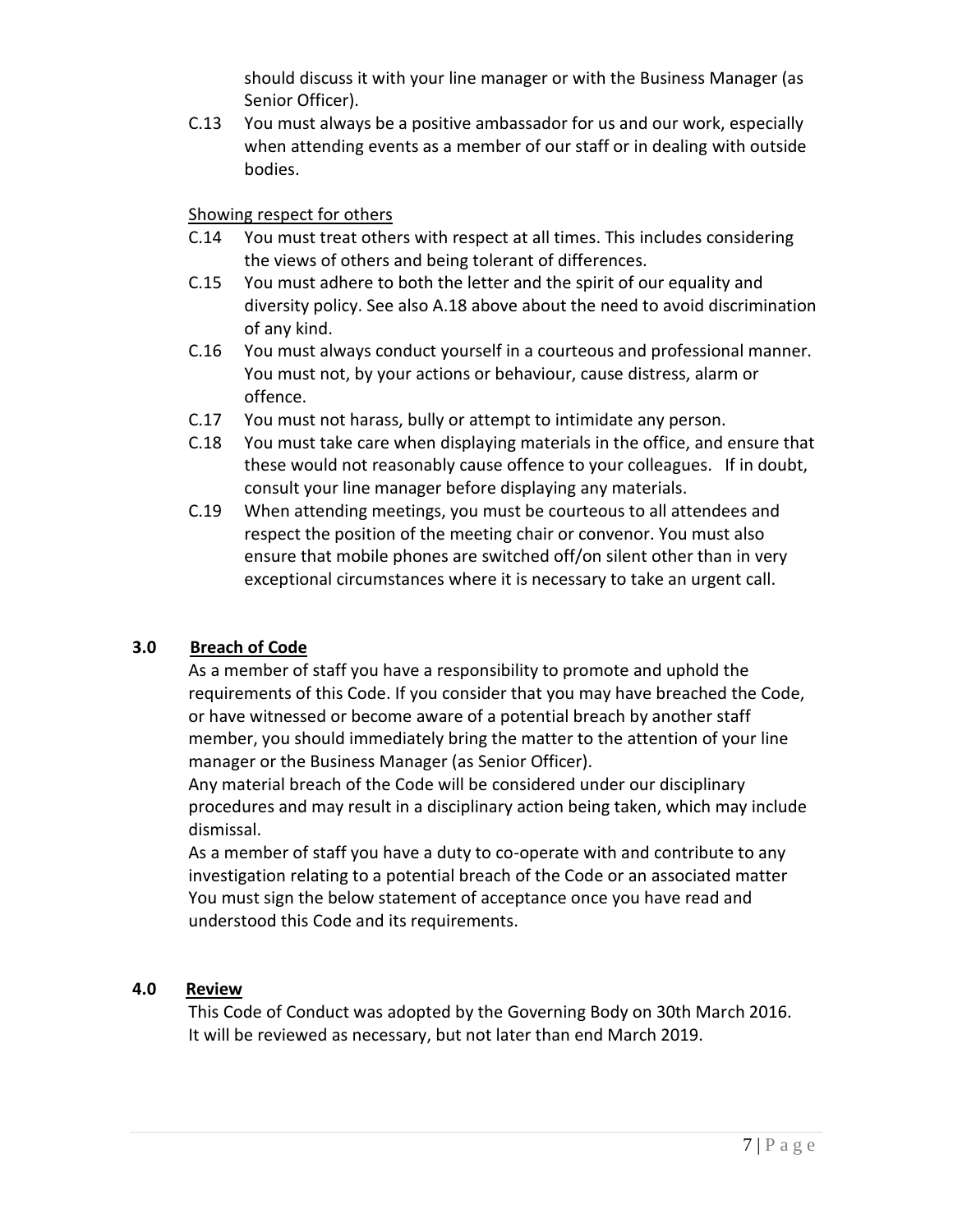should discuss it with your line manager or with the Business Manager (as Senior Officer).

C.13 You must always be a positive ambassador for us and our work, especially when attending events as a member of our staff or in dealing with outside bodies.

Showing respect for others

C.14 You must treat others with respect at all times. This includes considering the views of others and being tolerant of differences.

C.15 You must adhere to both the letter and the spirit of our equality and diversity policy. See also A.18 above about the need to avoid discrimination of any kind.

C.16 You must always conduct yourself in a courteous and professional manner. You must not, by your actions or behaviour, cause distress, alarm or offence.

C.17 You must not harass, bully or attempt to intimidate any person.

C.18 You must take care when displaying materials in the office, and ensure that these would not reasonably cause offence to your colleagues. If in doubt, consult your line manager before displaying any materials.

C.19 When attending meetings, you must be courteous to all attendees and respect the position of the meeting chair or convenor. You must also ensure that mobile phones are switched off/on silent other than in very exceptional circumstances where it is necessary to take an urgent call.

## 3.0 Breach of Code

As a member of staff you have a responsibility to promote and uphold the requirements of this Code. If you consider that you may have breached the Code, or have witnessed or become aware of a potential breach by another staff member, you should immediately bring the matter to the attention of your line manager or the Business Manager (as Senior Officer).

Any material breach of the Code will be considered under our disciplinary procedures and may result in a disciplinary action being taken, which may include dismissal.

As a member of staff you have a duty to co-operate with and contribute to any investigation relating to a potential breach of the Code or an associated matter You must sign the below statement of acceptance once you have read and understood this Code and its requirements.

## 4.0 Review

This Code of Conduct was adopted by the Governing Body on 30th March 2016. It will be reviewed as necessary, but not later than end March 2019.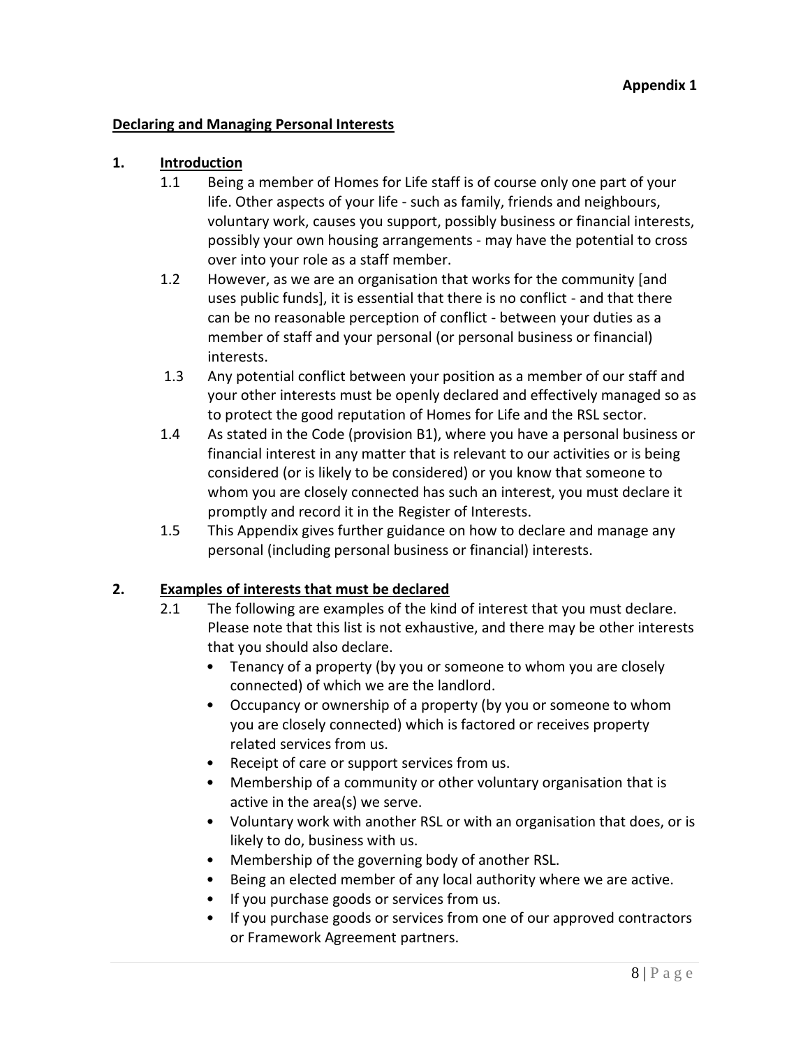**Appendix 1**

**Declaring and Managing Personal Interests**

## 1. Introduction

1.1 Being a member of Homes for Life staff is of course only one part of your life. Other aspects of your life - such as family, friends and neighbours, voluntary work, causes you support, possibly business or financial interests, possibly your own housing arrangements - may have the potential to cross over into your role as a staff member.

1.2 However, as we are an organisation that works for the community [and uses public funds], it is essential that there is no conflict - and that there can be no reasonable perception of conflict - between your duties as a member of staff and your personal (or personal business or financial) interests.

1.3 Any potential conflict between your position as a member of our staff and your other interests must be openly declared and effectively managed so as to protect the good reputation of Homes for Life and the RSL sector.

1.4 As stated in the Code (provision B1), where you have a personal business or financial interest in any matter that is relevant to our activities or is being considered (or is likely to be considered) or you know that someone to whom you are closely connected has such an interest, you must declare it promptly and record it in the Register of Interests.

1.5 This Appendix gives further guidance on how to declare and manage any personal (including personal business or financial) interests.

## 2. Examples of interests that must be declared

2.1 The following are examples of the kind of interest that you must declare. Please note that this list is not exhaustive, and there may be other interests that you should also declare.

- Tenancy of a property (by you or someone to whom you are closely connected) of which we are the landlord.
- Occupancy or ownership of a property (by you or someone to whom you are closely connected) which is factored or receives property related services from us.
- Receipt of care or support services from us.
- Membership of a community or other voluntary organisation that is active in the area(s) we serve.
- Voluntary work with another RSL or with an organisation that does, or is likely to do, business with us.
- Membership of the governing body of another RSL.
- Being an elected member of any local authority where we are active.
- If you purchase goods or services from us.
- If you purchase goods or services from one of our approved contractors or Framework Agreement partners.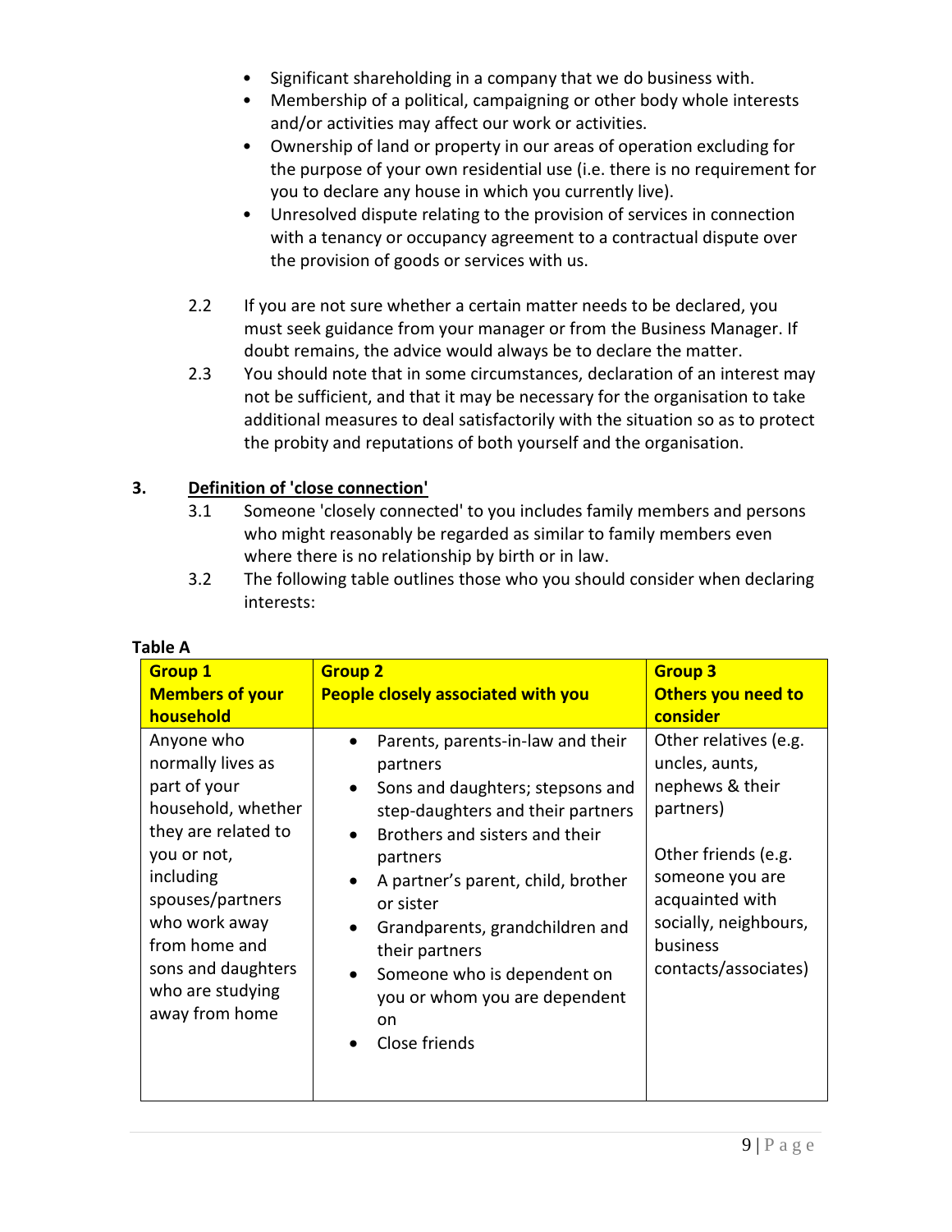- Significant shareholding in a company that we do business with.
- Membership of a political, campaigning or other body whole interests and/or activities may affect our work or activities.
- Ownership of land or property in our areas of operation excluding for the purpose of your own residential use (i.e. there is no requirement for you to declare any house in which you currently live).
- Unresolved dispute relating to the provision of services in connection with a tenancy or occupancy agreement to a contractual dispute over the provision of goods or services with us.

2.2 If you are not sure whether a certain matter needs to be declared, you must seek guidance from your manager or from the Business Manager. If doubt remains, the advice would always be to declare the matter.

2.3 You should note that in some circumstances, declaration of an interest may not be sufficient, and that it may be necessary for the organisation to take additional measures to deal satisfactorily with the situation so as to protect the probity and reputations of both yourself and the organisation.

## 3. Definition of 'close connection'

3.1 Someone 'closely connected' to you includes family members and persons who might reasonably be regarded as similar to family members even where there is no relationship by birth or in law.

3.2 The following table outlines those who you should consider when declaring interests:

**Table A**

| **Group 1**<br>**Members of your household** | **Group 2**<br>**People closely associated with you** | **Group 3**<br>**Others you need to consider** |
|---|---|---|
| Anyone who normally lives as part of your household, whether they are related to you or not, including spouses/partners who work away from home and sons and daughters who are studying away from home | • Parents, parents-in-law and their partners<br>• Sons and daughters; stepsons and step-daughters and their partners<br>• Brothers and sisters and their partners<br>• A partner's parent, child, brother or sister<br>• Grandparents, grandchildren and their partners<br>• Someone who is dependent on you or whom you are dependent on<br>• Close friends | Other relatives (e.g. uncles, aunts, nephews & their partners)<br><br>Other friends (e.g. someone you are acquainted with socially, neighbours, business contacts/associates) |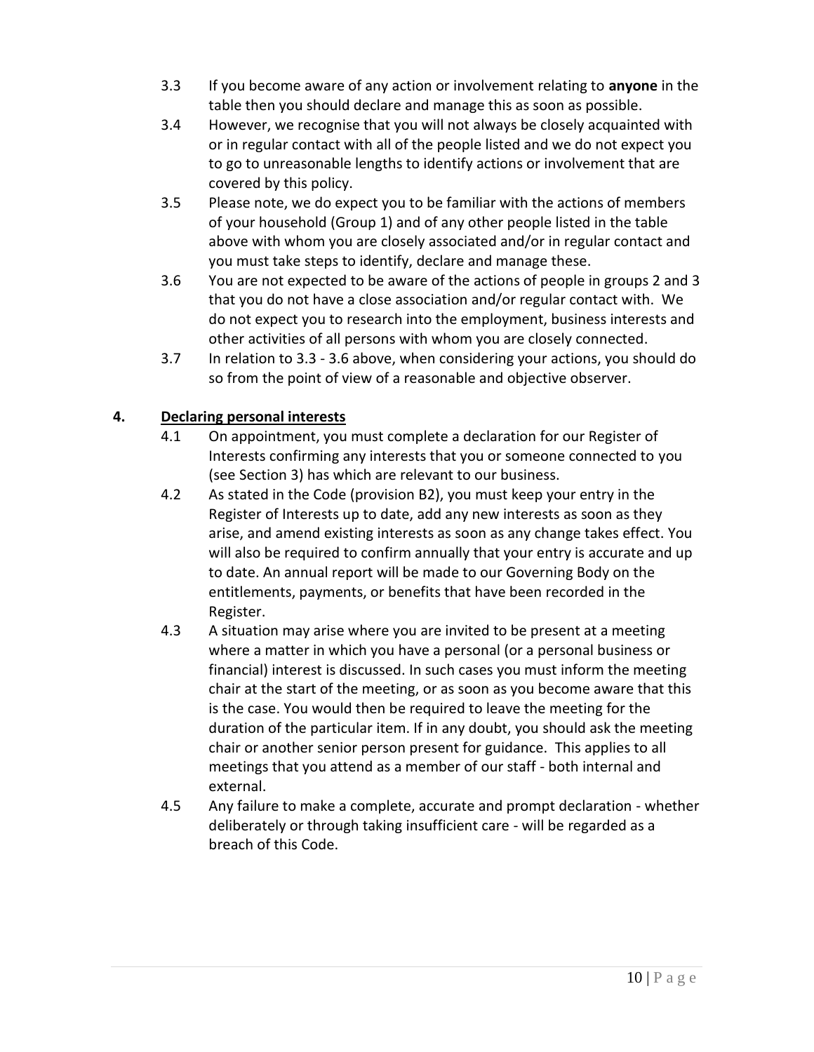3.3 If you become aware of any action or involvement relating to **anyone** in the table then you should declare and manage this as soon as possible.

3.4 However, we recognise that you will not always be closely acquainted with or in regular contact with all of the people listed and we do not expect you to go to unreasonable lengths to identify actions or involvement that are covered by this policy.

3.5 Please note, we do expect you to be familiar with the actions of members of your household (Group 1) and of any other people listed in the table above with whom you are closely associated and/or in regular contact and you must take steps to identify, declare and manage these.

3.6 You are not expected to be aware of the actions of people in groups 2 and 3 that you do not have a close association and/or regular contact with. We do not expect you to research into the employment, business interests and other activities of all persons with whom you are closely connected.

3.7 In relation to 3.3 - 3.6 above, when considering your actions, you should do so from the point of view of a reasonable and objective observer.

## 4. Declaring personal interests

4.1 On appointment, you must complete a declaration for our Register of Interests confirming any interests that you or someone connected to you (see Section 3) has which are relevant to our business.

4.2 As stated in the Code (provision B2), you must keep your entry in the Register of Interests up to date, add any new interests as soon as they arise, and amend existing interests as soon as any change takes effect. You will also be required to confirm annually that your entry is accurate and up to date. An annual report will be made to our Governing Body on the entitlements, payments, or benefits that have been recorded in the Register.

4.3 A situation may arise where you are invited to be present at a meeting where a matter in which you have a personal (or a personal business or financial) interest is discussed. In such cases you must inform the meeting chair at the start of the meeting, or as soon as you become aware that this is the case. You would then be required to leave the meeting for the duration of the particular item. If in any doubt, you should ask the meeting chair or another senior person present for guidance. This applies to all meetings that you attend as a member of our staff - both internal and external.

4.5 Any failure to make a complete, accurate and prompt declaration - whether deliberately or through taking insufficient care - will be regarded as a breach of this Code.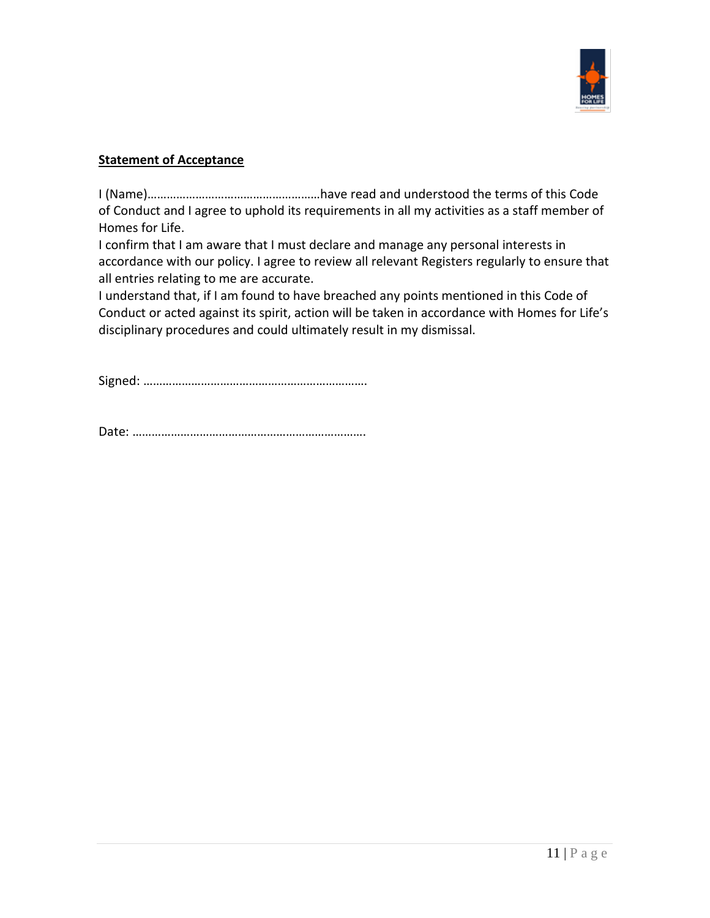**Statement of Acceptance**

I (Name)……………………………………………have read and understood the terms of this Code of Conduct and I agree to uphold its requirements in all my activities as a staff member of Homes for Life.

I confirm that I am aware that I must declare and manage any personal interests in accordance with our policy. I agree to review all relevant Registers regularly to ensure that all entries relating to me are accurate.

I understand that, if I am found to have breached any points mentioned in this Code of Conduct or acted against its spirit, action will be taken in accordance with Homes for Life's disciplinary procedures and could ultimately result in my dismissal.

Signed: …………………………………………………………….

Date: ……………………………………………………………….